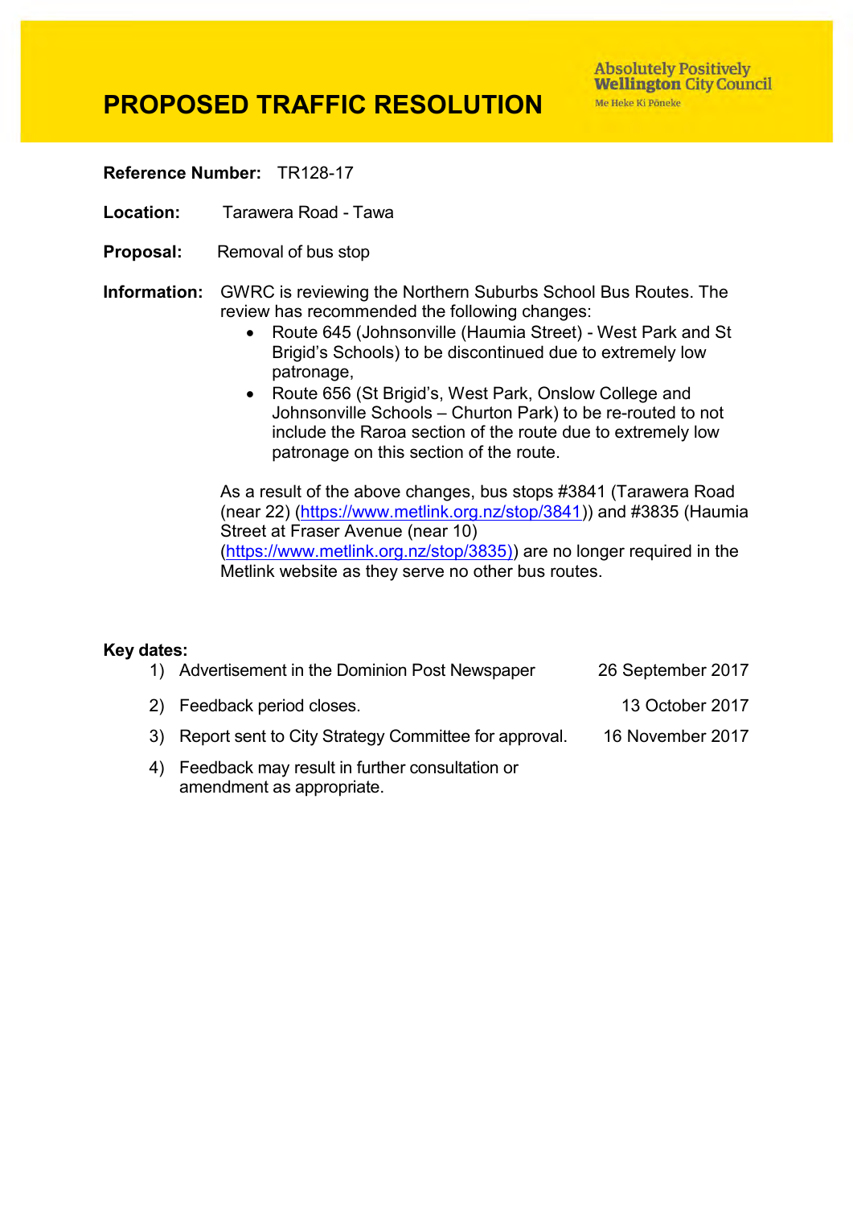# PROPOSED TRAFFIC RESOLUTION

Absolutely Positively **Wellington** City Council
Me Heke Ki Pōneke

**Reference Number:** TR128-17

**Location:** Tarawera Road - Tawa

**Proposal:** Removal of bus stop

**Information:** GWRC is reviewing the Northern Suburbs School Bus Routes. The review has recommended the following changes:

- Route 645 (Johnsonville (Haumia Street) - West Park and St Brigid's Schools) to be discontinued due to extremely low patronage,
- Route 656 (St Brigid's, West Park, Onslow College and Johnsonville Schools – Churton Park) to be re-routed to not include the Raroa section of the route due to extremely low patronage on this section of the route.

As a result of the above changes, bus stops #3841 (Tarawera Road (near 22) (https://www.metlink.org.nz/stop/3841)) and #3835 (Haumia Street at Fraser Avenue (near 10) (https://www.metlink.org.nz/stop/3835)) are no longer required in the Metlink website as they serve no other bus routes.

**Key dates:**

1) Advertisement in the Dominion Post Newspaper — 26 September 2017
2) Feedback period closes. — 13 October 2017
3) Report sent to City Strategy Committee for approval. — 16 November 2017
4) Feedback may result in further consultation or amendment as appropriate.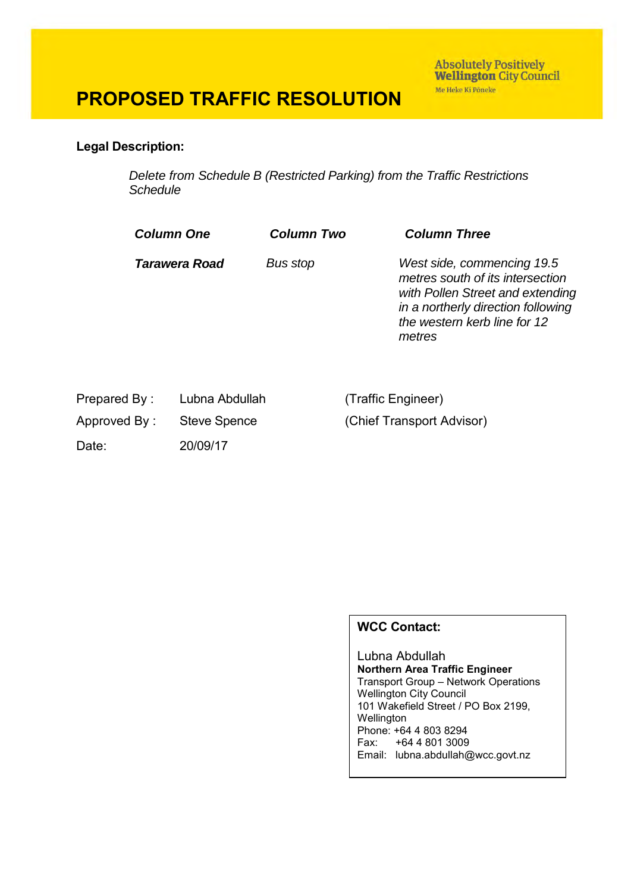# PROPOSED TRAFFIC RESOLUTION

Absolutely Positively **Wellington** City Council
Me Heke Ki Pōneke

**Legal Description:**

*Delete from Schedule B (Restricted Parking) from the Traffic Restrictions Schedule*

| ***Column One*** | ***Column Two*** | ***Column Three*** |
|---|---|---|
| ***Tarawera Road*** | *Bus stop* | *West side, commencing 19.5 metres south of its intersection with Pollen Street and extending in a northerly direction following the western kerb line for 12 metres* |

| | | |
|---|---|---|
| Prepared By : | Lubna Abdullah | (Traffic Engineer) |
| Approved By : | Steve Spence | (Chief Transport Advisor) |
| Date: | 20/09/17 | |

**WCC Contact:**

Lubna Abdullah
**Northern Area Traffic Engineer**
Transport Group – Network Operations
Wellington City Council
101 Wakefield Street / PO Box 2199, Wellington
Phone: +64 4 803 8294
Fax: +64 4 801 3009
Email: lubna.abdullah@wcc.govt.nz